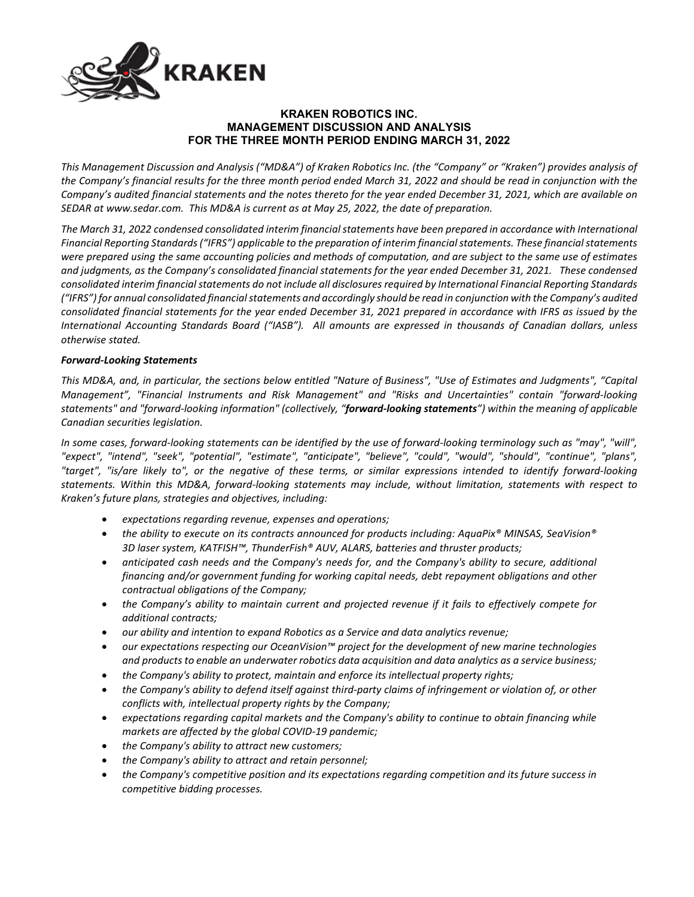# KRAKEN ROBOTICS INC.
# MANAGEMENT DISCUSSION AND ANALYSIS
# FOR THE THREE MONTH PERIOD ENDING MARCH 31, 2022

*This Management Discussion and Analysis ("MD&A") of Kraken Robotics Inc. (the "Company" or "Kraken") provides analysis of the Company's financial results for the three month period ended March 31, 2022 and should be read in conjunction with the Company's audited financial statements and the notes thereto for the year ended December 31, 2021, which are available on SEDAR at www.sedar.com. This MD&A is current as at May 25, 2022, the date of preparation.*

*The March 31, 2022 condensed consolidated interim financial statements have been prepared in accordance with International Financial Reporting Standards ("IFRS") applicable to the preparation of interim financial statements. These financial statements were prepared using the same accounting policies and methods of computation, and are subject to the same use of estimates and judgments, as the Company's consolidated financial statements for the year ended December 31, 2021. These condensed consolidated interim financial statements do not include all disclosures required by International Financial Reporting Standards ("IFRS") for annual consolidated financial statements and accordingly should be read in conjunction with the Company's audited consolidated financial statements for the year ended December 31, 2021 prepared in accordance with IFRS as issued by the International Accounting Standards Board ("IASB"). All amounts are expressed in thousands of Canadian dollars, unless otherwise stated.*

### *Forward-Looking Statements*

*This MD&A, and, in particular, the sections below entitled "Nature of Business", "Use of Estimates and Judgments", "Capital Management", "Financial Instruments and Risk Management" and "Risks and Uncertainties" contain "forward-looking statements" and "forward-looking information" (collectively, "**forward-looking statements**") within the meaning of applicable Canadian securities legislation.*

*In some cases, forward-looking statements can be identified by the use of forward-looking terminology such as "may", "will", "expect", "intend", "seek", "potential", "estimate", "anticipate", "believe", "could", "would", "should", "continue", "plans", "target", "is/are likely to", or the negative of these terms, or similar expressions intended to identify forward-looking statements. Within this MD&A, forward-looking statements may include, without limitation, statements with respect to Kraken's future plans, strategies and objectives, including:*

- *expectations regarding revenue, expenses and operations;*
- *the ability to execute on its contracts announced for products including: AquaPix® MINSAS, SeaVision® 3D laser system, KATFISH™, ThunderFish® AUV, ALARS, batteries and thruster products;*
- *anticipated cash needs and the Company's needs for, and the Company's ability to secure, additional financing and/or government funding for working capital needs, debt repayment obligations and other contractual obligations of the Company;*
- *the Company's ability to maintain current and projected revenue if it fails to effectively compete for additional contracts;*
- *our ability and intention to expand Robotics as a Service and data analytics revenue;*
- *our expectations respecting our OceanVision™ project for the development of new marine technologies and products to enable an underwater robotics data acquisition and data analytics as a service business;*
- *the Company's ability to protect, maintain and enforce its intellectual property rights;*
- *the Company's ability to defend itself against third-party claims of infringement or violation of, or other conflicts with, intellectual property rights by the Company;*
- *expectations regarding capital markets and the Company's ability to continue to obtain financing while markets are affected by the global COVID-19 pandemic;*
- *the Company's ability to attract new customers;*
- *the Company's ability to attract and retain personnel;*
- *the Company's competitive position and its expectations regarding competition and its future success in competitive bidding processes.*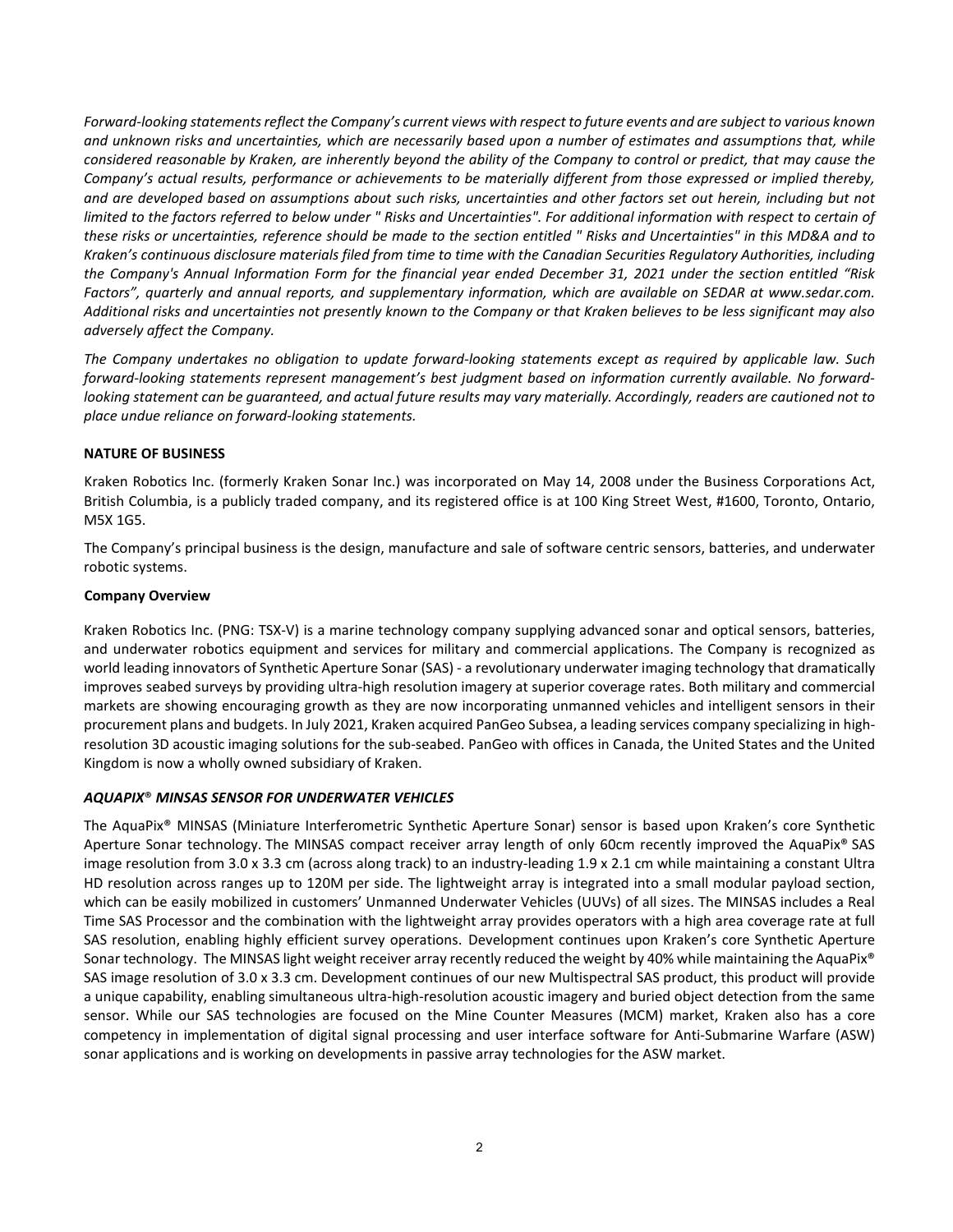*Forward-looking statements reflect the Company's current views with respect to future events and are subject to various known and unknown risks and uncertainties, which are necessarily based upon a number of estimates and assumptions that, while considered reasonable by Kraken, are inherently beyond the ability of the Company to control or predict, that may cause the Company's actual results, performance or achievements to be materially different from those expressed or implied thereby, and are developed based on assumptions about such risks, uncertainties and other factors set out herein, including but not limited to the factors referred to below under " Risks and Uncertainties". For additional information with respect to certain of these risks or uncertainties, reference should be made to the section entitled " Risks and Uncertainties" in this MD&A and to Kraken's continuous disclosure materials filed from time to time with the Canadian Securities Regulatory Authorities, including the Company's Annual Information Form for the financial year ended December 31, 2021 under the section entitled "Risk Factors", quarterly and annual reports, and supplementary information, which are available on SEDAR at www.sedar.com. Additional risks and uncertainties not presently known to the Company or that Kraken believes to be less significant may also adversely affect the Company.*

*The Company undertakes no obligation to update forward-looking statements except as required by applicable law. Such forward-looking statements represent management's best judgment based on information currently available. No forward-looking statement can be guaranteed, and actual future results may vary materially. Accordingly, readers are cautioned not to place undue reliance on forward-looking statements.*

## NATURE OF BUSINESS

Kraken Robotics Inc. (formerly Kraken Sonar Inc.) was incorporated on May 14, 2008 under the Business Corporations Act, British Columbia, is a publicly traded company, and its registered office is at 100 King Street West, #1600, Toronto, Ontario, M5X 1G5.

The Company's principal business is the design, manufacture and sale of software centric sensors, batteries, and underwater robotic systems.

### Company Overview

Kraken Robotics Inc. (PNG: TSX-V) is a marine technology company supplying advanced sonar and optical sensors, batteries, and underwater robotics equipment and services for military and commercial applications. The Company is recognized as world leading innovators of Synthetic Aperture Sonar (SAS) - a revolutionary underwater imaging technology that dramatically improves seabed surveys by providing ultra-high resolution imagery at superior coverage rates. Both military and commercial markets are showing encouraging growth as they are now incorporating unmanned vehicles and intelligent sensors in their procurement plans and budgets. In July 2021, Kraken acquired PanGeo Subsea, a leading services company specializing in high-resolution 3D acoustic imaging solutions for the sub-seabed. PanGeo with offices in Canada, the United States and the United Kingdom is now a wholly owned subsidiary of Kraken.

### *AQUAPIX® MINSAS SENSOR FOR UNDERWATER VEHICLES*

The AquaPix® MINSAS (Miniature Interferometric Synthetic Aperture Sonar) sensor is based upon Kraken's core Synthetic Aperture Sonar technology. The MINSAS compact receiver array length of only 60cm recently improved the AquaPix® SAS image resolution from 3.0 x 3.3 cm (across along track) to an industry-leading 1.9 x 2.1 cm while maintaining a constant Ultra HD resolution across ranges up to 120M per side. The lightweight array is integrated into a small modular payload section, which can be easily mobilized in customers' Unmanned Underwater Vehicles (UUVs) of all sizes. The MINSAS includes a Real Time SAS Processor and the combination with the lightweight array provides operators with a high area coverage rate at full SAS resolution, enabling highly efficient survey operations. Development continues upon Kraken's core Synthetic Aperture Sonar technology. The MINSAS light weight receiver array recently reduced the weight by 40% while maintaining the AquaPix® SAS image resolution of 3.0 x 3.3 cm. Development continues of our new Multispectral SAS product, this product will provide a unique capability, enabling simultaneous ultra-high-resolution acoustic imagery and buried object detection from the same sensor. While our SAS technologies are focused on the Mine Counter Measures (MCM) market, Kraken also has a core competency in implementation of digital signal processing and user interface software for Anti-Submarine Warfare (ASW) sonar applications and is working on developments in passive array technologies for the ASW market.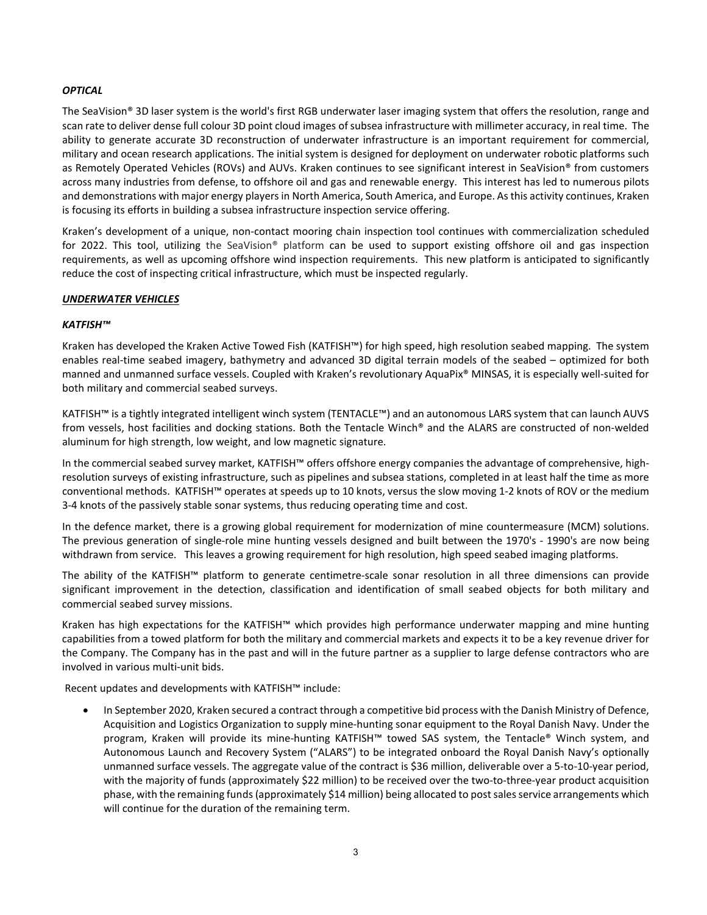***OPTICAL***

The SeaVision® 3D laser system is the world's first RGB underwater laser imaging system that offers the resolution, range and scan rate to deliver dense full colour 3D point cloud images of subsea infrastructure with millimeter accuracy, in real time. The ability to generate accurate 3D reconstruction of underwater infrastructure is an important requirement for commercial, military and ocean research applications. The initial system is designed for deployment on underwater robotic platforms such as Remotely Operated Vehicles (ROVs) and AUVs. Kraken continues to see significant interest in SeaVision® from customers across many industries from defense, to offshore oil and gas and renewable energy. This interest has led to numerous pilots and demonstrations with major energy players in North America, South America, and Europe. As this activity continues, Kraken is focusing its efforts in building a subsea infrastructure inspection service offering.

Kraken's development of a unique, non-contact mooring chain inspection tool continues with commercialization scheduled for 2022. This tool, utilizing the SeaVision® platform can be used to support existing offshore oil and gas inspection requirements, as well as upcoming offshore wind inspection requirements. This new platform is anticipated to significantly reduce the cost of inspecting critical infrastructure, which must be inspected regularly.

***UNDERWATER VEHICLES***

***KATFISH™***

Kraken has developed the Kraken Active Towed Fish (KATFISH™) for high speed, high resolution seabed mapping. The system enables real-time seabed imagery, bathymetry and advanced 3D digital terrain models of the seabed – optimized for both manned and unmanned surface vessels. Coupled with Kraken's revolutionary AquaPix® MINSAS, it is especially well-suited for both military and commercial seabed surveys.

KATFISH™ is a tightly integrated intelligent winch system (TENTACLE™) and an autonomous LARS system that can launch AUVS from vessels, host facilities and docking stations. Both the Tentacle Winch® and the ALARS are constructed of non-welded aluminum for high strength, low weight, and low magnetic signature.

In the commercial seabed survey market, KATFISH™ offers offshore energy companies the advantage of comprehensive, high-resolution surveys of existing infrastructure, such as pipelines and subsea stations, completed in at least half the time as more conventional methods. KATFISH™ operates at speeds up to 10 knots, versus the slow moving 1-2 knots of ROV or the medium 3-4 knots of the passively stable sonar systems, thus reducing operating time and cost.

In the defence market, there is a growing global requirement for modernization of mine countermeasure (MCM) solutions. The previous generation of single-role mine hunting vessels designed and built between the 1970's - 1990's are now being withdrawn from service. This leaves a growing requirement for high resolution, high speed seabed imaging platforms.

The ability of the KATFISH™ platform to generate centimetre-scale sonar resolution in all three dimensions can provide significant improvement in the detection, classification and identification of small seabed objects for both military and commercial seabed survey missions.

Kraken has high expectations for the KATFISH™ which provides high performance underwater mapping and mine hunting capabilities from a towed platform for both the military and commercial markets and expects it to be a key revenue driver for the Company. The Company has in the past and will in the future partner as a supplier to large defense contractors who are involved in various multi-unit bids.

Recent updates and developments with KATFISH™ include:

- In September 2020, Kraken secured a contract through a competitive bid process with the Danish Ministry of Defence, Acquisition and Logistics Organization to supply mine-hunting sonar equipment to the Royal Danish Navy. Under the program, Kraken will provide its mine-hunting KATFISH™ towed SAS system, the Tentacle® Winch system, and Autonomous Launch and Recovery System ("ALARS") to be integrated onboard the Royal Danish Navy's optionally unmanned surface vessels. The aggregate value of the contract is $36 million, deliverable over a 5-to-10-year period, with the majority of funds (approximately $22 million) to be received over the two-to-three-year product acquisition phase, with the remaining funds (approximately $14 million) being allocated to post sales service arrangements which will continue for the duration of the remaining term.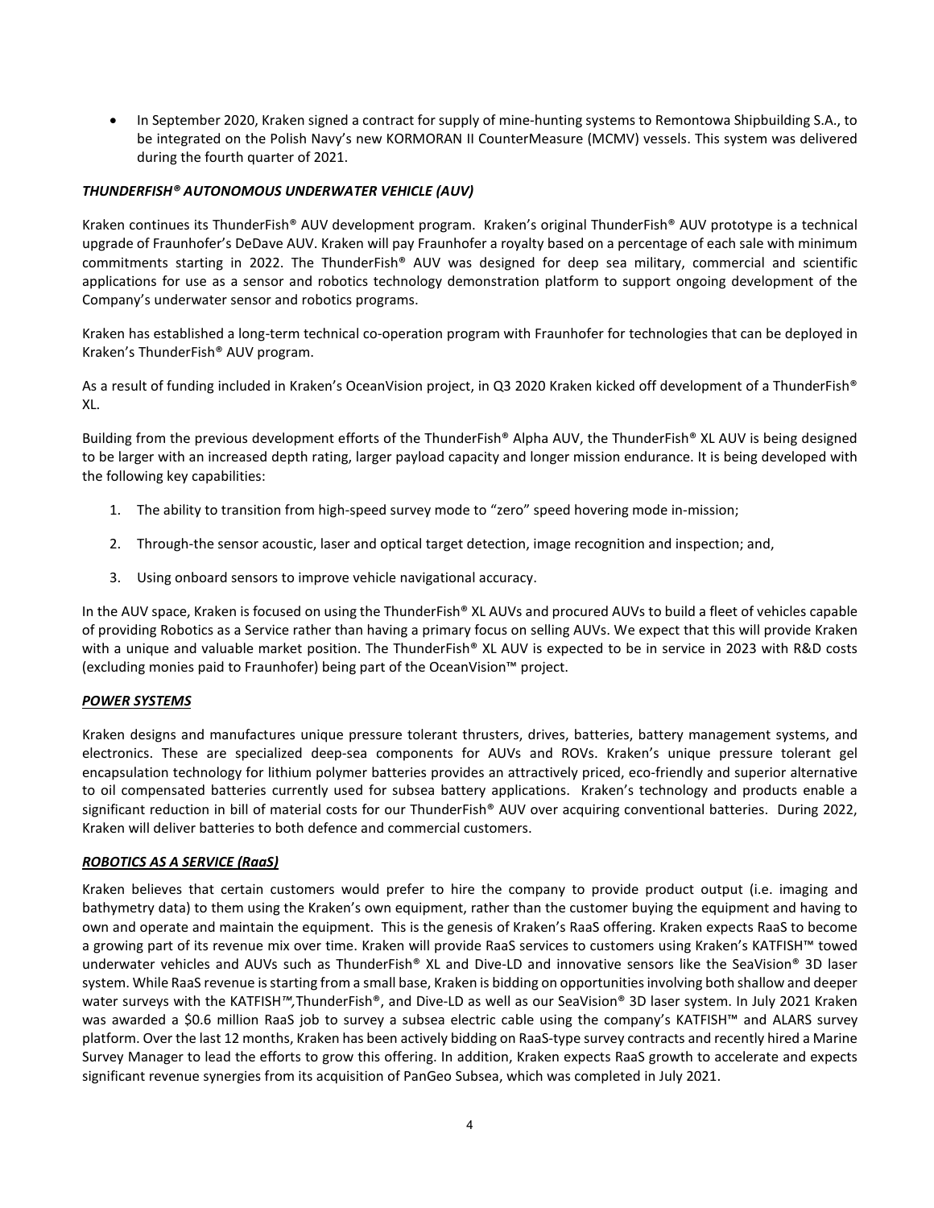- In September 2020, Kraken signed a contract for supply of mine-hunting systems to Remontowa Shipbuilding S.A., to be integrated on the Polish Navy's new KORMORAN II CounterMeasure (MCMV) vessels. This system was delivered during the fourth quarter of 2021.

### ***THUNDERFISH® AUTONOMOUS UNDERWATER VEHICLE (AUV)***

Kraken continues its ThunderFish® AUV development program. Kraken's original ThunderFish® AUV prototype is a technical upgrade of Fraunhofer's DeDave AUV. Kraken will pay Fraunhofer a royalty based on a percentage of each sale with minimum commitments starting in 2022. The ThunderFish® AUV was designed for deep sea military, commercial and scientific applications for use as a sensor and robotics technology demonstration platform to support ongoing development of the Company's underwater sensor and robotics programs.

Kraken has established a long-term technical co-operation program with Fraunhofer for technologies that can be deployed in Kraken's ThunderFish® AUV program.

As a result of funding included in Kraken's OceanVision project, in Q3 2020 Kraken kicked off development of a ThunderFish® XL.

Building from the previous development efforts of the ThunderFish® Alpha AUV, the ThunderFish® XL AUV is being designed to be larger with an increased depth rating, larger payload capacity and longer mission endurance. It is being developed with the following key capabilities:

1. The ability to transition from high-speed survey mode to "zero" speed hovering mode in-mission;
2. Through-the sensor acoustic, laser and optical target detection, image recognition and inspection; and,
3. Using onboard sensors to improve vehicle navigational accuracy.

In the AUV space, Kraken is focused on using the ThunderFish® XL AUVs and procured AUVs to build a fleet of vehicles capable of providing Robotics as a Service rather than having a primary focus on selling AUVs. We expect that this will provide Kraken with a unique and valuable market position. The ThunderFish® XL AUV is expected to be in service in 2023 with R&D costs (excluding monies paid to Fraunhofer) being part of the OceanVision™ project.

### ***POWER SYSTEMS***

Kraken designs and manufactures unique pressure tolerant thrusters, drives, batteries, battery management systems, and electronics. These are specialized deep-sea components for AUVs and ROVs. Kraken's unique pressure tolerant gel encapsulation technology for lithium polymer batteries provides an attractively priced, eco-friendly and superior alternative to oil compensated batteries currently used for subsea battery applications. Kraken's technology and products enable a significant reduction in bill of material costs for our ThunderFish® AUV over acquiring conventional batteries. During 2022, Kraken will deliver batteries to both defence and commercial customers.

### ***ROBOTICS AS A SERVICE (RaaS)***

Kraken believes that certain customers would prefer to hire the company to provide product output (i.e. imaging and bathymetry data) to them using the Kraken's own equipment, rather than the customer buying the equipment and having to own and operate and maintain the equipment. This is the genesis of Kraken's RaaS offering. Kraken expects RaaS to become a growing part of its revenue mix over time. Kraken will provide RaaS services to customers using Kraken's KATFISH™ towed underwater vehicles and AUVs such as ThunderFish® XL and Dive-LD and innovative sensors like the SeaVision® 3D laser system. While RaaS revenue is starting from a small base, Kraken is bidding on opportunities involving both shallow and deeper water surveys with the KATFISH™,ThunderFish®, and Dive-LD as well as our SeaVision® 3D laser system. In July 2021 Kraken was awarded a $0.6 million RaaS job to survey a subsea electric cable using the company's KATFISH™ and ALARS survey platform. Over the last 12 months, Kraken has been actively bidding on RaaS-type survey contracts and recently hired a Marine Survey Manager to lead the efforts to grow this offering. In addition, Kraken expects RaaS growth to accelerate and expects significant revenue synergies from its acquisition of PanGeo Subsea, which was completed in July 2021.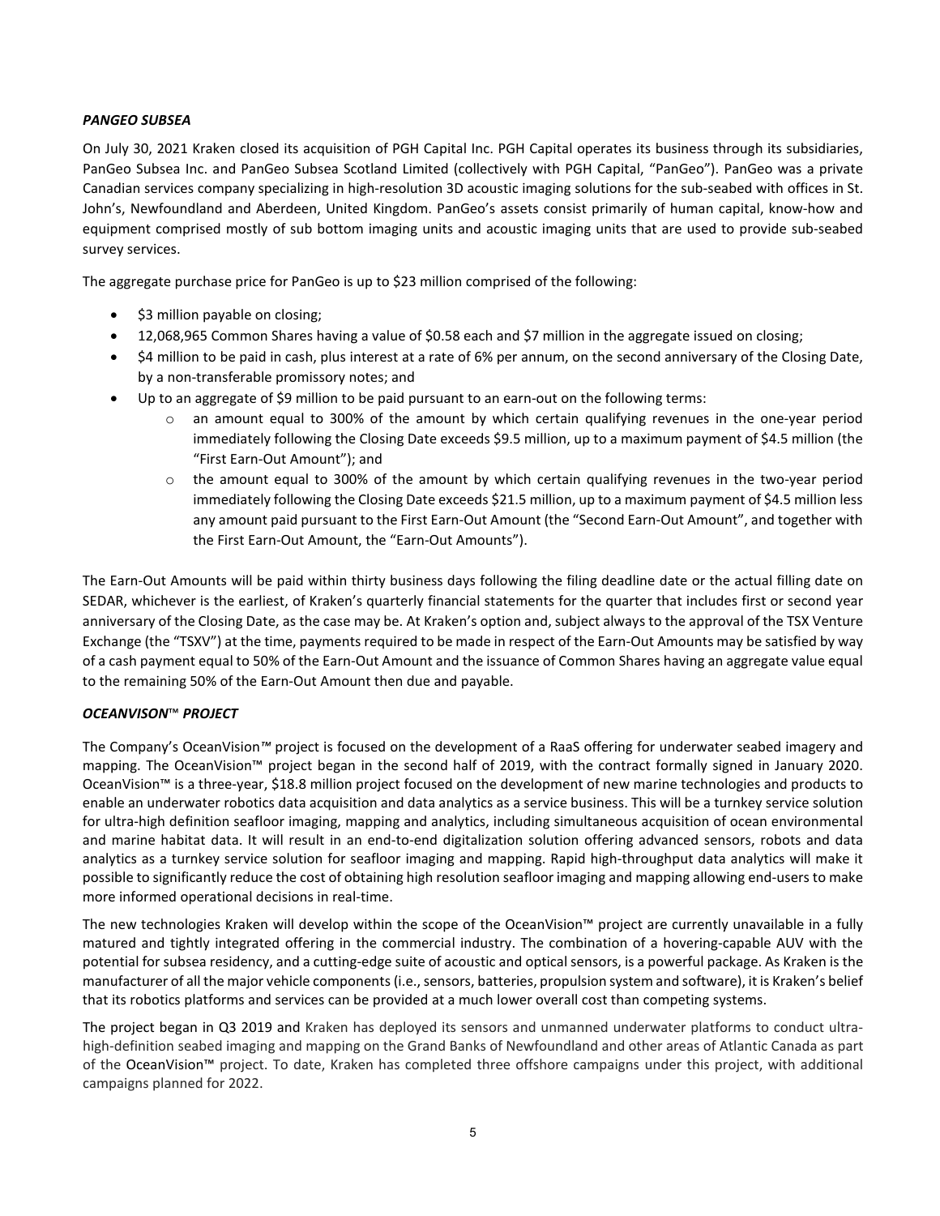***PANGEO SUBSEA***

On July 30, 2021 Kraken closed its acquisition of PGH Capital Inc. PGH Capital operates its business through its subsidiaries, PanGeo Subsea Inc. and PanGeo Subsea Scotland Limited (collectively with PGH Capital, "PanGeo"). PanGeo was a private Canadian services company specializing in high-resolution 3D acoustic imaging solutions for the sub-seabed with offices in St. John's, Newfoundland and Aberdeen, United Kingdom. PanGeo's assets consist primarily of human capital, know-how and equipment comprised mostly of sub bottom imaging units and acoustic imaging units that are used to provide sub-seabed survey services.

The aggregate purchase price for PanGeo is up to $23 million comprised of the following:

- $3 million payable on closing;
- 12,068,965 Common Shares having a value of $0.58 each and $7 million in the aggregate issued on closing;
- $4 million to be paid in cash, plus interest at a rate of 6% per annum, on the second anniversary of the Closing Date, by a non-transferable promissory notes; and
- Up to an aggregate of $9 million to be paid pursuant to an earn-out on the following terms:
  - an amount equal to 300% of the amount by which certain qualifying revenues in the one-year period immediately following the Closing Date exceeds $9.5 million, up to a maximum payment of $4.5 million (the "First Earn-Out Amount"); and
  - the amount equal to 300% of the amount by which certain qualifying revenues in the two-year period immediately following the Closing Date exceeds $21.5 million, up to a maximum payment of $4.5 million less any amount paid pursuant to the First Earn-Out Amount (the "Second Earn-Out Amount", and together with the First Earn-Out Amount, the "Earn-Out Amounts").

The Earn-Out Amounts will be paid within thirty business days following the filing deadline date or the actual filling date on SEDAR, whichever is the earliest, of Kraken's quarterly financial statements for the quarter that includes first or second year anniversary of the Closing Date, as the case may be. At Kraken's option and, subject always to the approval of the TSX Venture Exchange (the "TSXV") at the time, payments required to be made in respect of the Earn-Out Amounts may be satisfied by way of a cash payment equal to 50% of the Earn-Out Amount and the issuance of Common Shares having an aggregate value equal to the remaining 50% of the Earn-Out Amount then due and payable.

***OCEANVISON™ PROJECT***

The Company's OceanVision™ project is focused on the development of a RaaS offering for underwater seabed imagery and mapping. The OceanVision™ project began in the second half of 2019, with the contract formally signed in January 2020. OceanVision™ is a three-year, $18.8 million project focused on the development of new marine technologies and products to enable an underwater robotics data acquisition and data analytics as a service business. This will be a turnkey service solution for ultra-high definition seafloor imaging, mapping and analytics, including simultaneous acquisition of ocean environmental and marine habitat data. It will result in an end-to-end digitalization solution offering advanced sensors, robots and data analytics as a turnkey service solution for seafloor imaging and mapping. Rapid high-throughput data analytics will make it possible to significantly reduce the cost of obtaining high resolution seafloor imaging and mapping allowing end-users to make more informed operational decisions in real-time.

The new technologies Kraken will develop within the scope of the OceanVision™ project are currently unavailable in a fully matured and tightly integrated offering in the commercial industry. The combination of a hovering-capable AUV with the potential for subsea residency, and a cutting-edge suite of acoustic and optical sensors, is a powerful package. As Kraken is the manufacturer of all the major vehicle components (i.e., sensors, batteries, propulsion system and software), it is Kraken's belief that its robotics platforms and services can be provided at a much lower overall cost than competing systems.

The project began in Q3 2019 and Kraken has deployed its sensors and unmanned underwater platforms to conduct ultra-high-definition seabed imaging and mapping on the Grand Banks of Newfoundland and other areas of Atlantic Canada as part of the OceanVision™ project. To date, Kraken has completed three offshore campaigns under this project, with additional campaigns planned for 2022.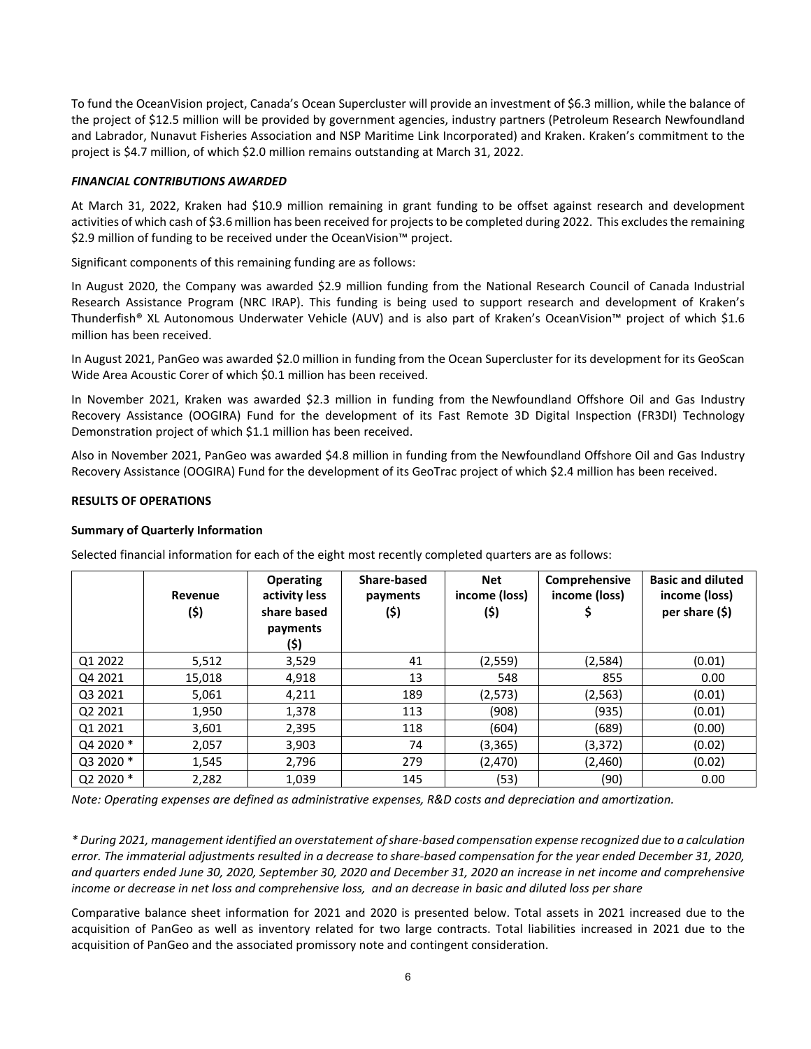To fund the OceanVision project, Canada's Ocean Supercluster will provide an investment of $6.3 million, while the balance of the project of $12.5 million will be provided by government agencies, industry partners (Petroleum Research Newfoundland and Labrador, Nunavut Fisheries Association and NSP Maritime Link Incorporated) and Kraken. Kraken's commitment to the project is $4.7 million, of which $2.0 million remains outstanding at March 31, 2022.

***FINANCIAL CONTRIBUTIONS AWARDED***

At March 31, 2022, Kraken had $10.9 million remaining in grant funding to be offset against research and development activities of which cash of $3.6 million has been received for projects to be completed during 2022. This excludes the remaining $2.9 million of funding to be received under the OceanVision™ project.

Significant components of this remaining funding are as follows:

In August 2020, the Company was awarded $2.9 million funding from the National Research Council of Canada Industrial Research Assistance Program (NRC IRAP). This funding is being used to support research and development of Kraken's Thunderfish® XL Autonomous Underwater Vehicle (AUV) and is also part of Kraken's OceanVision™ project of which $1.6 million has been received.

In August 2021, PanGeo was awarded $2.0 million in funding from the Ocean Supercluster for its development for its GeoScan Wide Area Acoustic Corer of which $0.1 million has been received.

In November 2021, Kraken was awarded $2.3 million in funding from the Newfoundland Offshore Oil and Gas Industry Recovery Assistance (OOGIRA) Fund for the development of its Fast Remote 3D Digital Inspection (FR3DI) Technology Demonstration project of which $1.1 million has been received.

Also in November 2021, PanGeo was awarded $4.8 million in funding from the Newfoundland Offshore Oil and Gas Industry Recovery Assistance (OOGIRA) Fund for the development of its GeoTrac project of which $2.4 million has been received.

**RESULTS OF OPERATIONS**

**Summary of Quarterly Information**

Selected financial information for each of the eight most recently completed quarters are as follows:

| | Revenue ($) | Operating activity less share based payments ($) | Share-based payments ($) | Net income (loss) ($) | Comprehensive income (loss) $ | Basic and diluted income (loss) per share ($) |
|---|---|---|---|---|---|---|
| Q1 2022 | 5,512 | 3,529 | 41 | (2,559) | (2,584) | (0.01) |
| Q4 2021 | 15,018 | 4,918 | 13 | 548 | 855 | 0.00 |
| Q3 2021 | 5,061 | 4,211 | 189 | (2,573) | (2,563) | (0.01) |
| Q2 2021 | 1,950 | 1,378 | 113 | (908) | (935) | (0.01) |
| Q1 2021 | 3,601 | 2,395 | 118 | (604) | (689) | (0.00) |
| Q4 2020 * | 2,057 | 3,903 | 74 | (3,365) | (3,372) | (0.02) |
| Q3 2020 * | 1,545 | 2,796 | 279 | (2,470) | (2,460) | (0.02) |
| Q2 2020 * | 2,282 | 1,039 | 145 | (53) | (90) | 0.00 |

*Note: Operating expenses are defined as administrative expenses, R&D costs and depreciation and amortization.*

*\* During 2021, management identified an overstatement of share-based compensation expense recognized due to a calculation error. The immaterial adjustments resulted in a decrease to share-based compensation for the year ended December 31, 2020, and quarters ended June 30, 2020, September 30, 2020 and December 31, 2020 an increase in net income and comprehensive income or decrease in net loss and comprehensive loss, and an decrease in basic and diluted loss per share*

Comparative balance sheet information for 2021 and 2020 is presented below. Total assets in 2021 increased due to the acquisition of PanGeo as well as inventory related for two large contracts. Total liabilities increased in 2021 due to the acquisition of PanGeo and the associated promissory note and contingent consideration.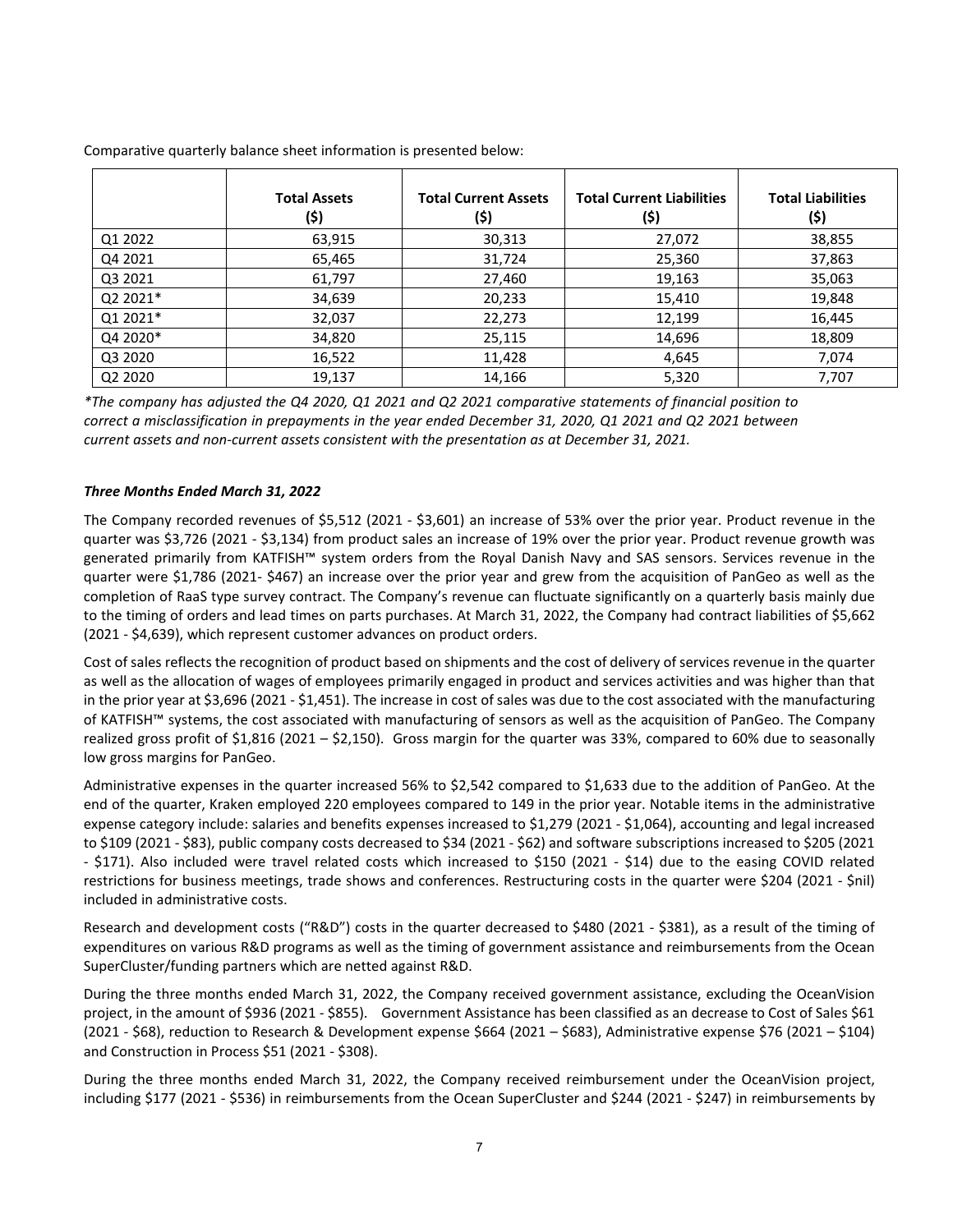Comparative quarterly balance sheet information is presented below:

| | Total Assets ($) | Total Current Assets ($) | Total Current Liabilities ($) | Total Liabilities ($) |
|---|---|---|---|---|
| Q1 2022 | 63,915 | 30,313 | 27,072 | 38,855 |
| Q4 2021 | 65,465 | 31,724 | 25,360 | 37,863 |
| Q3 2021 | 61,797 | 27,460 | 19,163 | 35,063 |
| Q2 2021* | 34,639 | 20,233 | 15,410 | 19,848 |
| Q1 2021* | 32,037 | 22,273 | 12,199 | 16,445 |
| Q4 2020* | 34,820 | 25,115 | 14,696 | 18,809 |
| Q3 2020 | 16,522 | 11,428 | 4,645 | 7,074 |
| Q2 2020 | 19,137 | 14,166 | 5,320 | 7,707 |

*\*The company has adjusted the Q4 2020, Q1 2021 and Q2 2021 comparative statements of financial position to correct a misclassification in prepayments in the year ended December 31, 2020, Q1 2021 and Q2 2021 between current assets and non-current assets consistent with the presentation as at December 31, 2021.*

***Three Months Ended March 31, 2022***

The Company recorded revenues of $5,512 (2021 - $3,601) an increase of 53% over the prior year. Product revenue in the quarter was $3,726 (2021 - $3,134) from product sales an increase of 19% over the prior year. Product revenue growth was generated primarily from KATFISH™ system orders from the Royal Danish Navy and SAS sensors. Services revenue in the quarter were $1,786 (2021- $467) an increase over the prior year and grew from the acquisition of PanGeo as well as the completion of RaaS type survey contract. The Company's revenue can fluctuate significantly on a quarterly basis mainly due to the timing of orders and lead times on parts purchases. At March 31, 2022, the Company had contract liabilities of $5,662 (2021 - $4,639), which represent customer advances on product orders.

Cost of sales reflects the recognition of product based on shipments and the cost of delivery of services revenue in the quarter as well as the allocation of wages of employees primarily engaged in product and services activities and was higher than that in the prior year at $3,696 (2021 - $1,451). The increase in cost of sales was due to the cost associated with the manufacturing of KATFISH™ systems, the cost associated with manufacturing of sensors as well as the acquisition of PanGeo. The Company realized gross profit of $1,816 (2021 – $2,150). Gross margin for the quarter was 33%, compared to 60% due to seasonally low gross margins for PanGeo.

Administrative expenses in the quarter increased 56% to $2,542 compared to $1,633 due to the addition of PanGeo. At the end of the quarter, Kraken employed 220 employees compared to 149 in the prior year. Notable items in the administrative expense category include: salaries and benefits expenses increased to $1,279 (2021 - $1,064), accounting and legal increased to $109 (2021 - $83), public company costs decreased to $34 (2021 - $62) and software subscriptions increased to $205 (2021 - $171). Also included were travel related costs which increased to $150 (2021 - $14) due to the easing COVID related restrictions for business meetings, trade shows and conferences. Restructuring costs in the quarter were $204 (2021 - $nil) included in administrative costs.

Research and development costs ("R&D") costs in the quarter decreased to $480 (2021 - $381), as a result of the timing of expenditures on various R&D programs as well as the timing of government assistance and reimbursements from the Ocean SuperCluster/funding partners which are netted against R&D.

During the three months ended March 31, 2022, the Company received government assistance, excluding the OceanVision project, in the amount of $936 (2021 - $855). Government Assistance has been classified as an decrease to Cost of Sales $61 (2021 - $68), reduction to Research & Development expense $664 (2021 – $683), Administrative expense $76 (2021 – $104) and Construction in Process $51 (2021 - $308).

During the three months ended March 31, 2022, the Company received reimbursement under the OceanVision project, including $177 (2021 - $536) in reimbursements from the Ocean SuperCluster and $244 (2021 - $247) in reimbursements by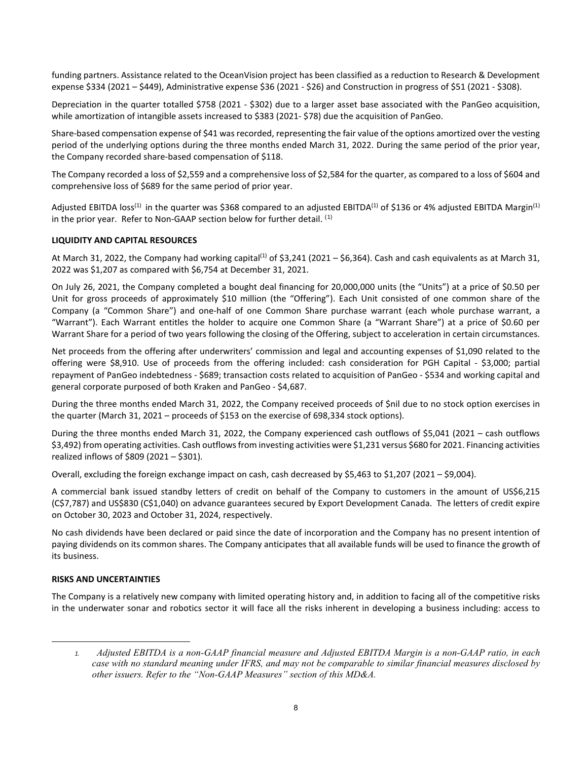funding partners. Assistance related to the OceanVision project has been classified as a reduction to Research & Development expense $334 (2021 – $449), Administrative expense $36 (2021 - $26) and Construction in progress of $51 (2021 - $308).

Depreciation in the quarter totalled $758 (2021 - $302) due to a larger asset base associated with the PanGeo acquisition, while amortization of intangible assets increased to $383 (2021- $78) due the acquisition of PanGeo.

Share-based compensation expense of $41 was recorded, representing the fair value of the options amortized over the vesting period of the underlying options during the three months ended March 31, 2022. During the same period of the prior year, the Company recorded share-based compensation of $118.

The Company recorded a loss of $2,559 and a comprehensive loss of $2,584 for the quarter, as compared to a loss of $604 and comprehensive loss of $689 for the same period of prior year.

Adjusted EBITDA loss[(1)] in the quarter was $368 compared to an adjusted EBITDA[(1)] of $136 or 4% adjusted EBITDA Margin[(1)] in the prior year. Refer to Non-GAAP section below for further detail. [(1)]

**LIQUIDITY AND CAPITAL RESOURCES**

At March 31, 2022, the Company had working capital[(1)] of $3,241 (2021 – $6,364). Cash and cash equivalents as at March 31, 2022 was $1,207 as compared with $6,754 at December 31, 2021.

On July 26, 2021, the Company completed a bought deal financing for 20,000,000 units (the "Units") at a price of $0.50 per Unit for gross proceeds of approximately $10 million (the "Offering"). Each Unit consisted of one common share of the Company (a "Common Share") and one-half of one Common Share purchase warrant (each whole purchase warrant, a "Warrant"). Each Warrant entitles the holder to acquire one Common Share (a "Warrant Share") at a price of $0.60 per Warrant Share for a period of two years following the closing of the Offering, subject to acceleration in certain circumstances.

Net proceeds from the offering after underwriters' commission and legal and accounting expenses of $1,090 related to the offering were $8,910. Use of proceeds from the offering included: cash consideration for PGH Capital - $3,000; partial repayment of PanGeo indebtedness - $689; transaction costs related to acquisition of PanGeo - $534 and working capital and general corporate purposed of both Kraken and PanGeo - $4,687.

During the three months ended March 31, 2022, the Company received proceeds of $nil due to no stock option exercises in the quarter (March 31, 2021 – proceeds of $153 on the exercise of 698,334 stock options).

During the three months ended March 31, 2022, the Company experienced cash outflows of $5,041 (2021 – cash outflows $3,492) from operating activities. Cash outflows from investing activities were $1,231 versus $680 for 2021. Financing activities realized inflows of $809 (2021 – $301).

Overall, excluding the foreign exchange impact on cash, cash decreased by $5,463 to $1,207 (2021 – $9,004).

A commercial bank issued standby letters of credit on behalf of the Company to customers in the amount of US$6,215 (C$7,787) and US$830 (C$1,040) on advance guarantees secured by Export Development Canada. The letters of credit expire on October 30, 2023 and October 31, 2024, respectively.

No cash dividends have been declared or paid since the date of incorporation and the Company has no present intention of paying dividends on its common shares. The Company anticipates that all available funds will be used to finance the growth of its business.

**RISKS AND UNCERTAINTIES**

The Company is a relatively new company with limited operating history and, in addition to facing all of the competitive risks in the underwater sonar and robotics sector it will face all the risks inherent in developing a business including: access to

---

1. *Adjusted EBITDA is a non-GAAP financial measure and Adjusted EBITDA Margin is a non-GAAP ratio, in each case with no standard meaning under IFRS, and may not be comparable to similar financial measures disclosed by other issuers. Refer to the "Non-GAAP Measures" section of this MD&A.*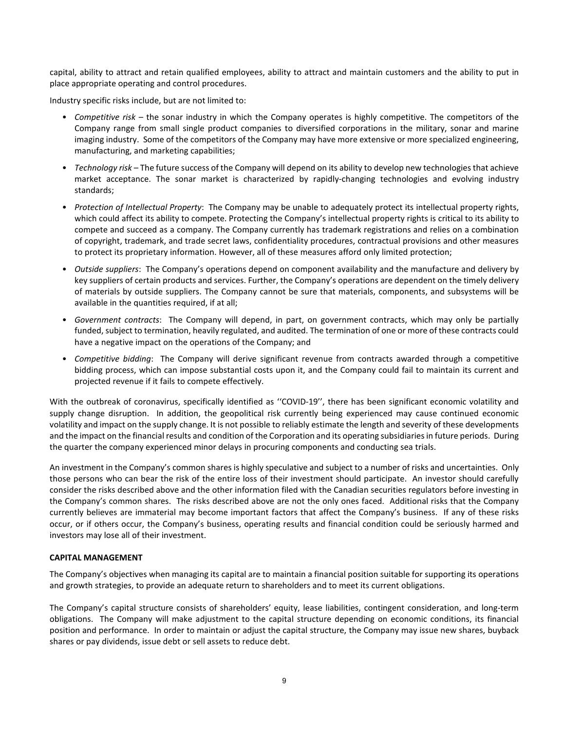capital, ability to attract and retain qualified employees, ability to attract and maintain customers and the ability to put in place appropriate operating and control procedures.

Industry specific risks include, but are not limited to:

- *Competitive risk* – the sonar industry in which the Company operates is highly competitive. The competitors of the Company range from small single product companies to diversified corporations in the military, sonar and marine imaging industry. Some of the competitors of the Company may have more extensive or more specialized engineering, manufacturing, and marketing capabilities;
- *Technology risk* – The future success of the Company will depend on its ability to develop new technologies that achieve market acceptance. The sonar market is characterized by rapidly-changing technologies and evolving industry standards;
- *Protection of Intellectual Property*: The Company may be unable to adequately protect its intellectual property rights, which could affect its ability to compete. Protecting the Company's intellectual property rights is critical to its ability to compete and succeed as a company. The Company currently has trademark registrations and relies on a combination of copyright, trademark, and trade secret laws, confidentiality procedures, contractual provisions and other measures to protect its proprietary information. However, all of these measures afford only limited protection;
- *Outside suppliers*: The Company's operations depend on component availability and the manufacture and delivery by key suppliers of certain products and services. Further, the Company's operations are dependent on the timely delivery of materials by outside suppliers. The Company cannot be sure that materials, components, and subsystems will be available in the quantities required, if at all;
- *Government contracts*: The Company will depend, in part, on government contracts, which may only be partially funded, subject to termination, heavily regulated, and audited. The termination of one or more of these contracts could have a negative impact on the operations of the Company; and
- *Competitive bidding*: The Company will derive significant revenue from contracts awarded through a competitive bidding process, which can impose substantial costs upon it, and the Company could fail to maintain its current and projected revenue if it fails to compete effectively.

With the outbreak of coronavirus, specifically identified as ''COVID-19'', there has been significant economic volatility and supply change disruption. In addition, the geopolitical risk currently being experienced may cause continued economic volatility and impact on the supply change. It is not possible to reliably estimate the length and severity of these developments and the impact on the financial results and condition of the Corporation and its operating subsidiaries in future periods. During the quarter the company experienced minor delays in procuring components and conducting sea trials.

An investment in the Company's common shares is highly speculative and subject to a number of risks and uncertainties. Only those persons who can bear the risk of the entire loss of their investment should participate. An investor should carefully consider the risks described above and the other information filed with the Canadian securities regulators before investing in the Company's common shares. The risks described above are not the only ones faced. Additional risks that the Company currently believes are immaterial may become important factors that affect the Company's business. If any of these risks occur, or if others occur, the Company's business, operating results and financial condition could be seriously harmed and investors may lose all of their investment.

## CAPITAL MANAGEMENT

The Company's objectives when managing its capital are to maintain a financial position suitable for supporting its operations and growth strategies, to provide an adequate return to shareholders and to meet its current obligations.

The Company's capital structure consists of shareholders' equity, lease liabilities, contingent consideration, and long-term obligations. The Company will make adjustment to the capital structure depending on economic conditions, its financial position and performance. In order to maintain or adjust the capital structure, the Company may issue new shares, buyback shares or pay dividends, issue debt or sell assets to reduce debt.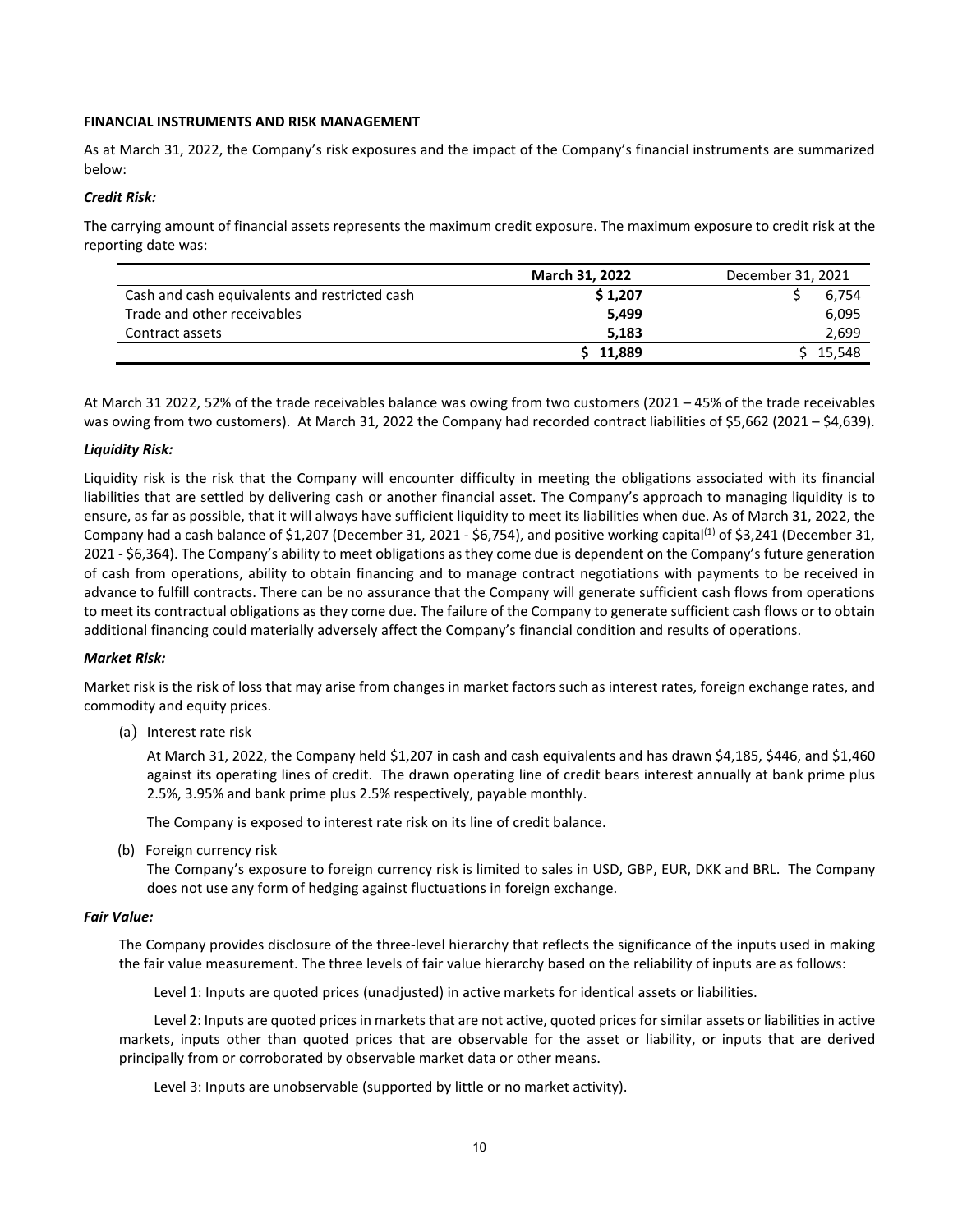**FINANCIAL INSTRUMENTS AND RISK MANAGEMENT**

As at March 31, 2022, the Company's risk exposures and the impact of the Company's financial instruments are summarized below:

***Credit Risk:***

The carrying amount of financial assets represents the maximum credit exposure. The maximum exposure to credit risk at the reporting date was:

| | **March 31, 2022** | December 31, 2021 |
|---|---|---|
| Cash and cash equivalents and restricted cash | **$ 1,207** | $ 6,754 |
| Trade and other receivables | **5,499** | 6,095 |
| Contract assets | **5,183** | 2,699 |
| | **$ 11,889** | $ 15,548 |

At March 31 2022, 52% of the trade receivables balance was owing from two customers (2021 – 45% of the trade receivables was owing from two customers). At March 31, 2022 the Company had recorded contract liabilities of $5,662 (2021 – $4,639).

***Liquidity Risk:***

Liquidity risk is the risk that the Company will encounter difficulty in meeting the obligations associated with its financial liabilities that are settled by delivering cash or another financial asset. The Company's approach to managing liquidity is to ensure, as far as possible, that it will always have sufficient liquidity to meet its liabilities when due. As of March 31, 2022, the Company had a cash balance of $1,207 (December 31, 2021 - $6,754), and positive working capital[1] of $3,241 (December 31, 2021 - $6,364). The Company's ability to meet obligations as they come due is dependent on the Company's future generation of cash from operations, ability to obtain financing and to manage contract negotiations with payments to be received in advance to fulfill contracts. There can be no assurance that the Company will generate sufficient cash flows from operations to meet its contractual obligations as they come due. The failure of the Company to generate sufficient cash flows or to obtain additional financing could materially adversely affect the Company's financial condition and results of operations.

***Market Risk:***

Market risk is the risk of loss that may arise from changes in market factors such as interest rates, foreign exchange rates, and commodity and equity prices.

(a) Interest rate risk

At March 31, 2022, the Company held $1,207 in cash and cash equivalents and has drawn $4,185, $446, and $1,460 against its operating lines of credit. The drawn operating line of credit bears interest annually at bank prime plus 2.5%, 3.95% and bank prime plus 2.5% respectively, payable monthly.

The Company is exposed to interest rate risk on its line of credit balance.

(b) Foreign currency risk

The Company's exposure to foreign currency risk is limited to sales in USD, GBP, EUR, DKK and BRL. The Company does not use any form of hedging against fluctuations in foreign exchange.

***Fair Value:***

The Company provides disclosure of the three-level hierarchy that reflects the significance of the inputs used in making the fair value measurement. The three levels of fair value hierarchy based on the reliability of inputs are as follows:

Level 1: Inputs are quoted prices (unadjusted) in active markets for identical assets or liabilities.

Level 2: Inputs are quoted prices in markets that are not active, quoted prices for similar assets or liabilities in active markets, inputs other than quoted prices that are observable for the asset or liability, or inputs that are derived principally from or corroborated by observable market data or other means.

Level 3: Inputs are unobservable (supported by little or no market activity).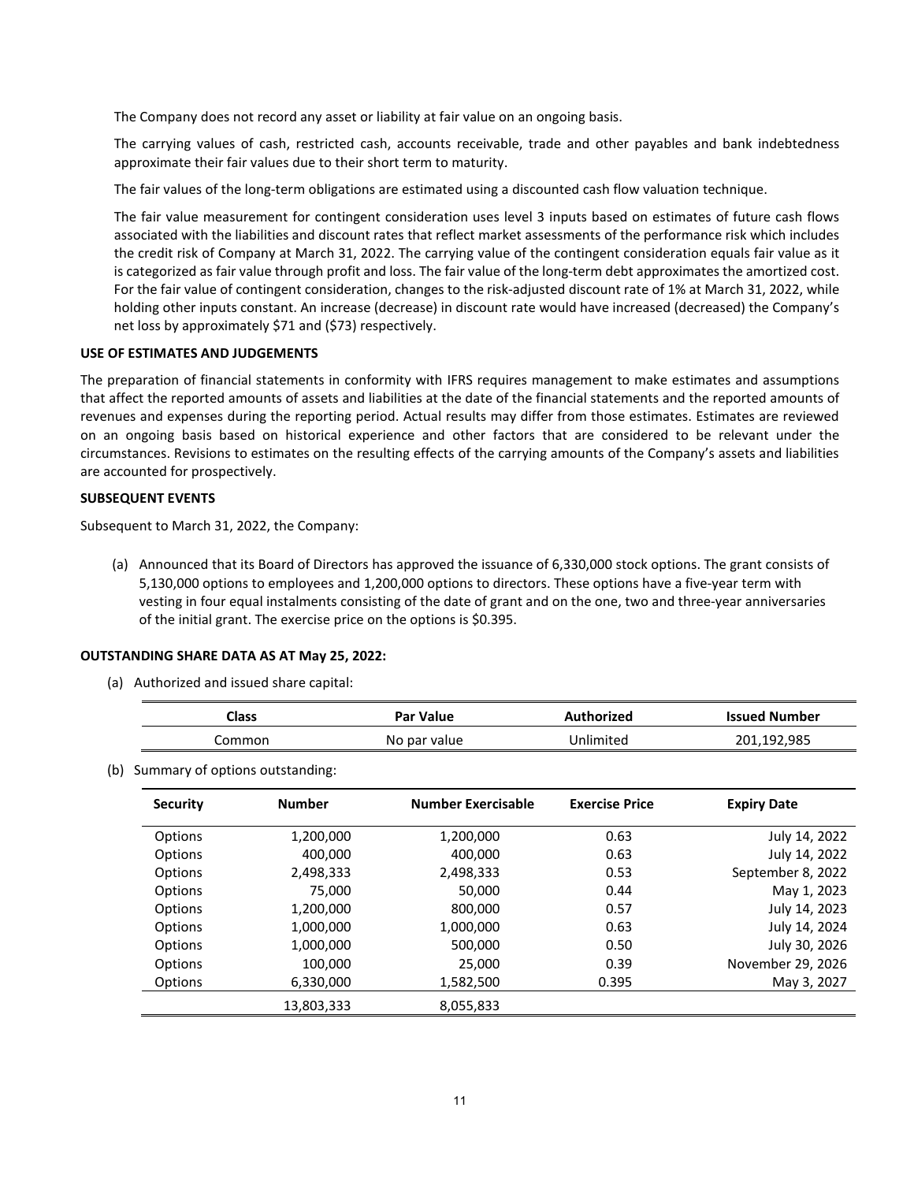The Company does not record any asset or liability at fair value on an ongoing basis.

The carrying values of cash, restricted cash, accounts receivable, trade and other payables and bank indebtedness approximate their fair values due to their short term to maturity.

The fair values of the long-term obligations are estimated using a discounted cash flow valuation technique.

The fair value measurement for contingent consideration uses level 3 inputs based on estimates of future cash flows associated with the liabilities and discount rates that reflect market assessments of the performance risk which includes the credit risk of Company at March 31, 2022. The carrying value of the contingent consideration equals fair value as it is categorized as fair value through profit and loss. The fair value of the long-term debt approximates the amortized cost. For the fair value of contingent consideration, changes to the risk-adjusted discount rate of 1% at March 31, 2022, while holding other inputs constant. An increase (decrease) in discount rate would have increased (decreased) the Company's net loss by approximately $71 and ($73) respectively.

**USE OF ESTIMATES AND JUDGEMENTS**

The preparation of financial statements in conformity with IFRS requires management to make estimates and assumptions that affect the reported amounts of assets and liabilities at the date of the financial statements and the reported amounts of revenues and expenses during the reporting period. Actual results may differ from those estimates. Estimates are reviewed on an ongoing basis based on historical experience and other factors that are considered to be relevant under the circumstances. Revisions to estimates on the resulting effects of the carrying amounts of the Company's assets and liabilities are accounted for prospectively.

**SUBSEQUENT EVENTS**

Subsequent to March 31, 2022, the Company:

(a) Announced that its Board of Directors has approved the issuance of 6,330,000 stock options. The grant consists of 5,130,000 options to employees and 1,200,000 options to directors. These options have a five-year term with vesting in four equal instalments consisting of the date of grant and on the one, two and three-year anniversaries of the initial grant. The exercise price on the options is $0.395.

**OUTSTANDING SHARE DATA AS AT May 25, 2022:**

(a) Authorized and issued share capital:

| Class | Par Value | Authorized | Issued Number |
|---|---|---|---|
| Common | No par value | Unlimited | 201,192,985 |

(b) Summary of options outstanding:

| Security | Number | Number Exercisable | Exercise Price | Expiry Date |
|---|---|---|---|---|
| Options | 1,200,000 | 1,200,000 | 0.63 | July 14, 2022 |
| Options | 400,000 | 400,000 | 0.63 | July 14, 2022 |
| Options | 2,498,333 | 2,498,333 | 0.53 | September 8, 2022 |
| Options | 75,000 | 50,000 | 0.44 | May 1, 2023 |
| Options | 1,200,000 | 800,000 | 0.57 | July 14, 2023 |
| Options | 1,000,000 | 1,000,000 | 0.63 | July 14, 2024 |
| Options | 1,000,000 | 500,000 | 0.50 | July 30, 2026 |
| Options | 100,000 | 25,000 | 0.39 | November 29, 2026 |
| Options | 6,330,000 | 1,582,500 | 0.395 | May 3, 2027 |
| | 13,803,333 | 8,055,833 | | |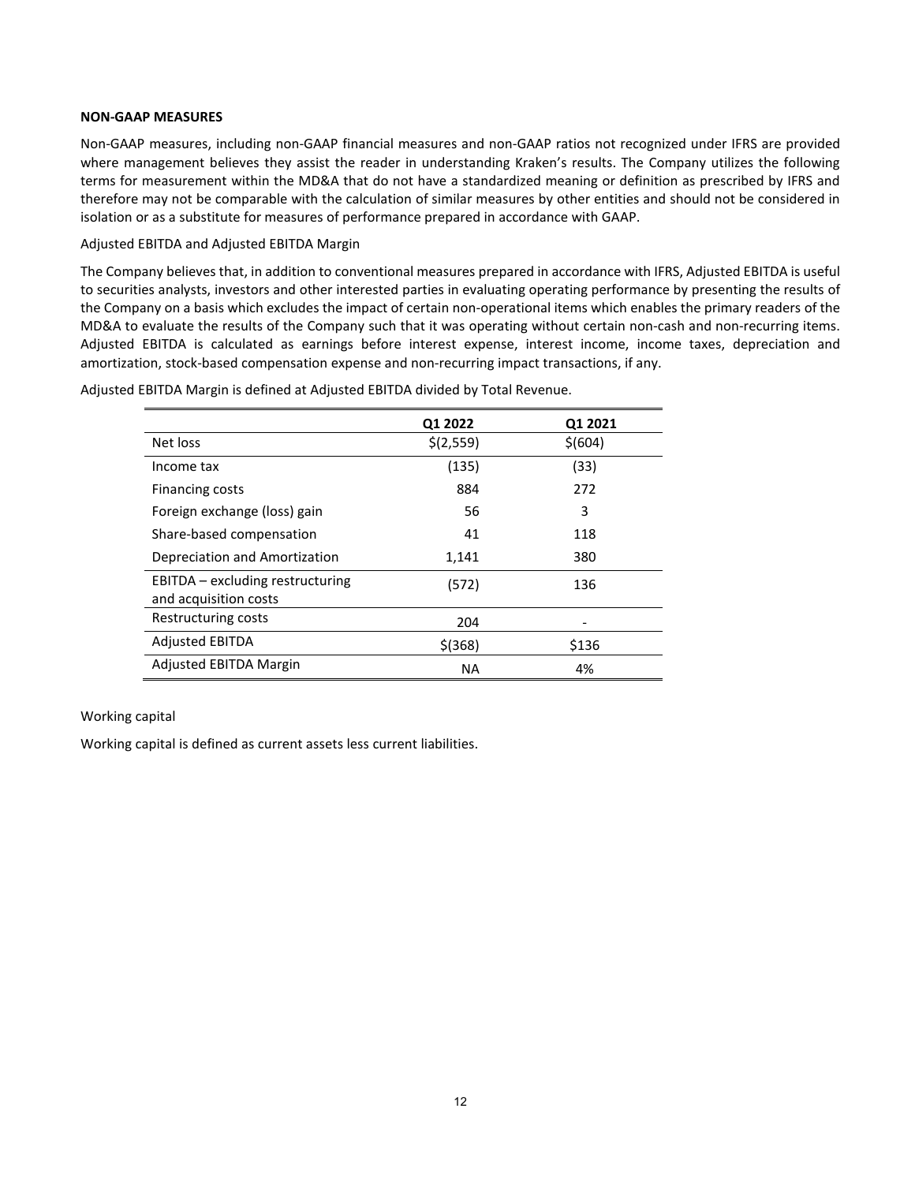**NON-GAAP MEASURES**

Non-GAAP measures, including non-GAAP financial measures and non-GAAP ratios not recognized under IFRS are provided where management believes they assist the reader in understanding Kraken's results. The Company utilizes the following terms for measurement within the MD&A that do not have a standardized meaning or definition as prescribed by IFRS and therefore may not be comparable with the calculation of similar measures by other entities and should not be considered in isolation or as a substitute for measures of performance prepared in accordance with GAAP.

Adjusted EBITDA and Adjusted EBITDA Margin

The Company believes that, in addition to conventional measures prepared in accordance with IFRS, Adjusted EBITDA is useful to securities analysts, investors and other interested parties in evaluating operating performance by presenting the results of the Company on a basis which excludes the impact of certain non-operational items which enables the primary readers of the MD&A to evaluate the results of the Company such that it was operating without certain non-cash and non-recurring items. Adjusted EBITDA is calculated as earnings before interest expense, interest income, income taxes, depreciation and amortization, stock-based compensation expense and non-recurring impact transactions, if any.

Adjusted EBITDA Margin is defined at Adjusted EBITDA divided by Total Revenue.

| | Q1 2022 | Q1 2021 |
|---|---|---|
| Net loss | $(2,559) | $(604) |
| Income tax | (135) | (33) |
| Financing costs | 884 | 272 |
| Foreign exchange (loss) gain | 56 | 3 |
| Share-based compensation | 41 | 118 |
| Depreciation and Amortization | 1,141 | 380 |
| EBITDA – excluding restructuring and acquisition costs | (572) | 136 |
| Restructuring costs | 204 | - |
| Adjusted EBITDA | $(368) | $136 |
| Adjusted EBITDA Margin | NA | 4% |

Working capital

Working capital is defined as current assets less current liabilities.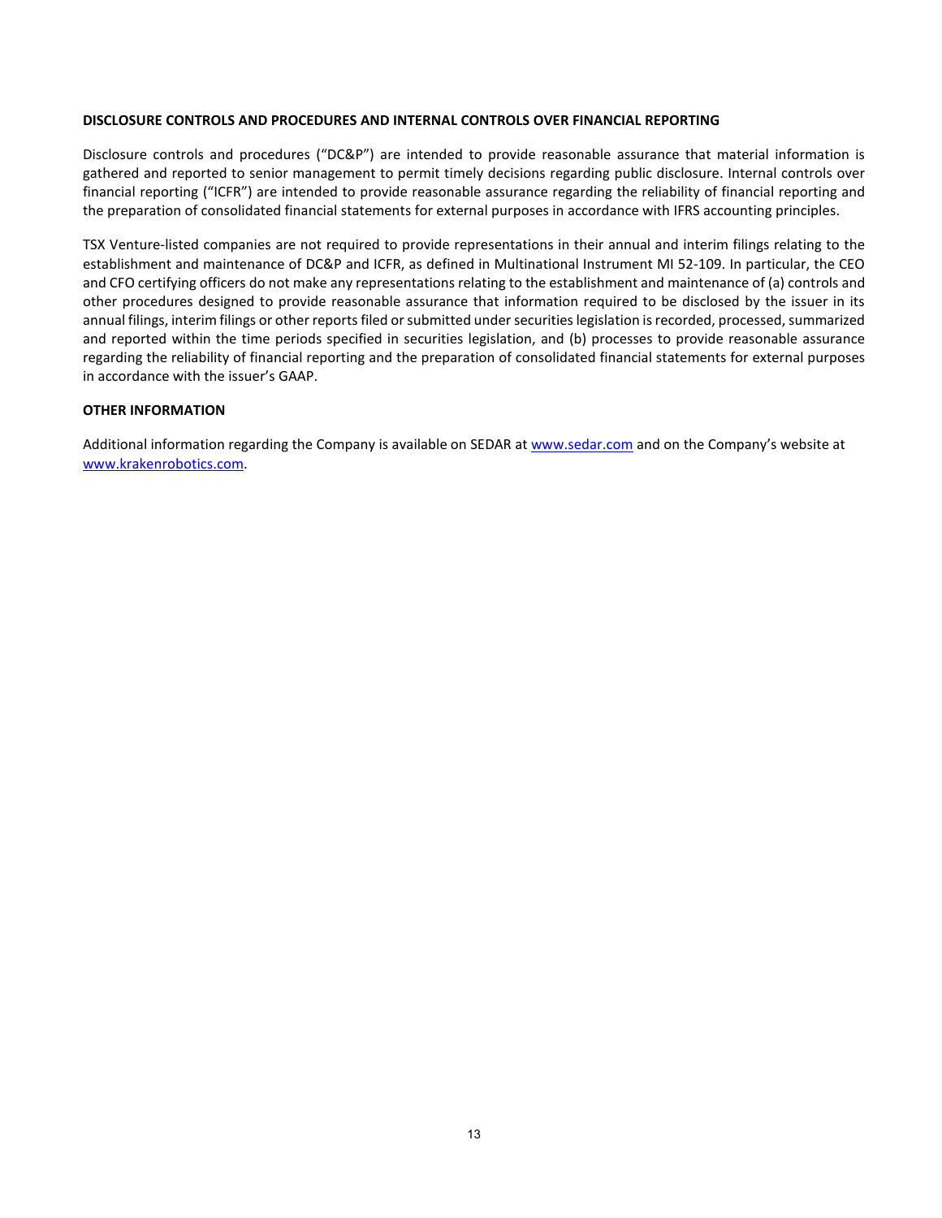**DISCLOSURE CONTROLS AND PROCEDURES AND INTERNAL CONTROLS OVER FINANCIAL REPORTING**

Disclosure controls and procedures ("DC&P") are intended to provide reasonable assurance that material information is gathered and reported to senior management to permit timely decisions regarding public disclosure. Internal controls over financial reporting ("ICFR") are intended to provide reasonable assurance regarding the reliability of financial reporting and the preparation of consolidated financial statements for external purposes in accordance with IFRS accounting principles.

TSX Venture-listed companies are not required to provide representations in their annual and interim filings relating to the establishment and maintenance of DC&P and ICFR, as defined in Multinational Instrument MI 52-109. In particular, the CEO and CFO certifying officers do not make any representations relating to the establishment and maintenance of (a) controls and other procedures designed to provide reasonable assurance that information required to be disclosed by the issuer in its annual filings, interim filings or other reports filed or submitted under securities legislation is recorded, processed, summarized and reported within the time periods specified in securities legislation, and (b) processes to provide reasonable assurance regarding the reliability of financial reporting and the preparation of consolidated financial statements for external purposes in accordance with the issuer's GAAP.

**OTHER INFORMATION**

Additional information regarding the Company is available on SEDAR at [www.sedar.com](http://www.sedar.com) and on the Company's website at [www.krakenrobotics.com](http://www.krakenrobotics.com).